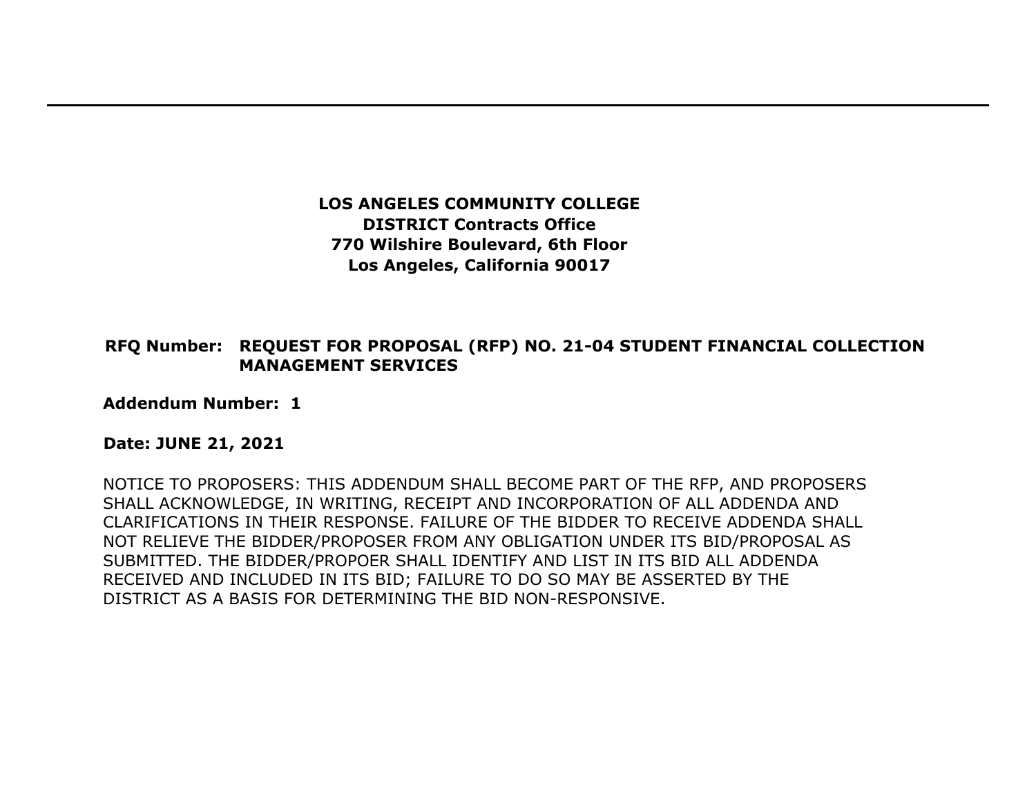**LOS ANGELES COMMUNITY COLLEGE**
**DISTRICT Contracts Office**
**770 Wilshire Boulevard, 6th Floor**
**Los Angeles, California 90017**

**RFQ Number: REQUEST FOR PROPOSAL (RFP) NO. 21-04 STUDENT FINANCIAL COLLECTION MANAGEMENT SERVICES**

**Addendum Number: 1**

**Date: JUNE 21, 2021**

NOTICE TO PROPOSERS: THIS ADDENDUM SHALL BECOME PART OF THE RFP, AND PROPOSERS SHALL ACKNOWLEDGE, IN WRITING, RECEIPT AND INCORPORATION OF ALL ADDENDA AND CLARIFICATIONS IN THEIR RESPONSE. FAILURE OF THE BIDDER TO RECEIVE ADDENDA SHALL NOT RELIEVE THE BIDDER/PROPOSER FROM ANY OBLIGATION UNDER ITS BID/PROPOSAL AS SUBMITTED. THE BIDDER/PROPOER SHALL IDENTIFY AND LIST IN ITS BID ALL ADDENDA RECEIVED AND INCLUDED IN ITS BID; FAILURE TO DO SO MAY BE ASSERTED BY THE DISTRICT AS A BASIS FOR DETERMINING THE BID NON-RESPONSIVE.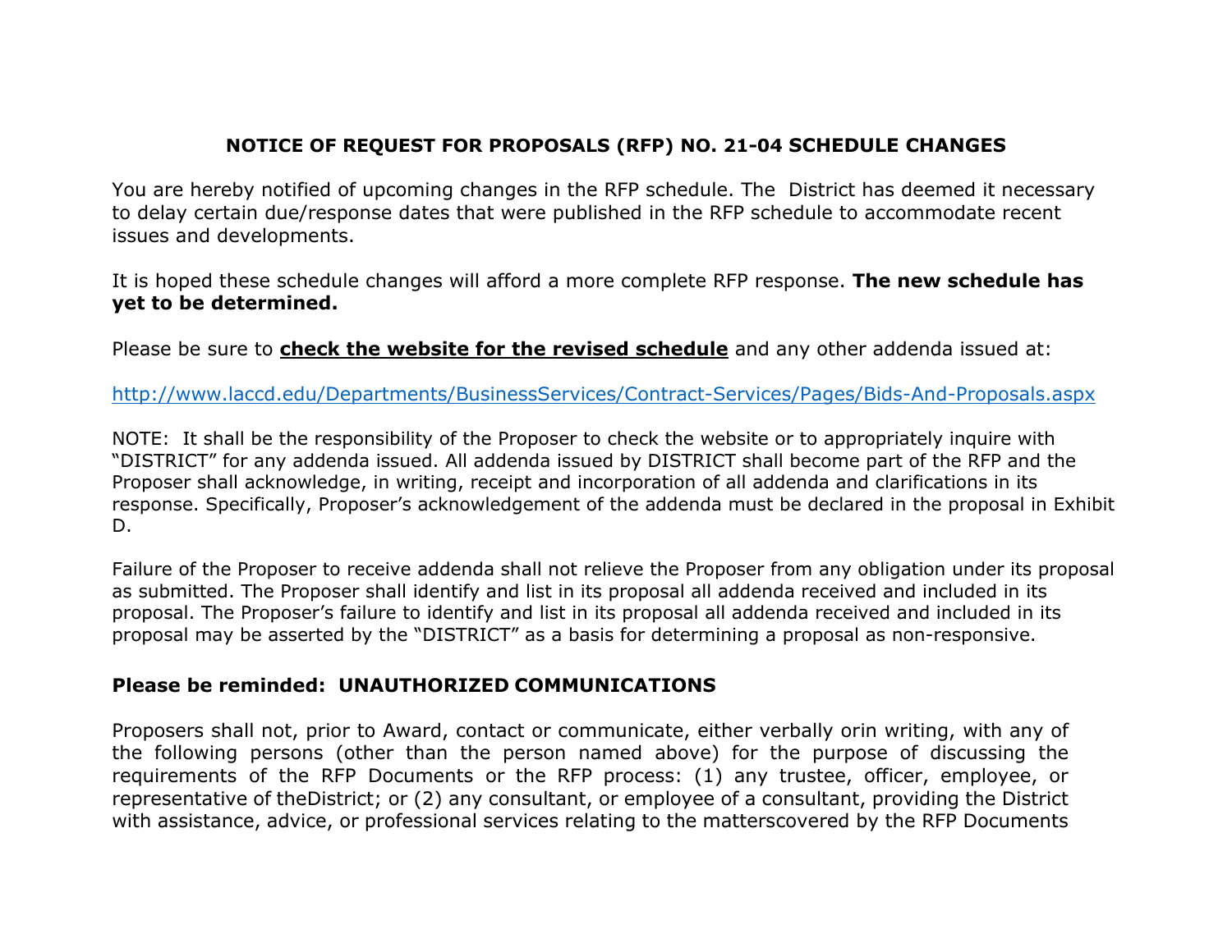## NOTICE OF REQUEST FOR PROPOSALS (RFP) NO. 21-04 SCHEDULE CHANGES

You are hereby notified of upcoming changes in the RFP schedule. The District has deemed it necessary to delay certain due/response dates that were published in the RFP schedule to accommodate recent issues and developments.

It is hoped these schedule changes will afford a more complete RFP response. **The new schedule has yet to be determined.**

Please be sure to **check the website for the revised schedule** and any other addenda issued at:

http://www.laccd.edu/Departments/BusinessServices/Contract-Services/Pages/Bids-And-Proposals.aspx

NOTE: It shall be the responsibility of the Proposer to check the website or to appropriately inquire with "DISTRICT" for any addenda issued. All addenda issued by DISTRICT shall become part of the RFP and the Proposer shall acknowledge, in writing, receipt and incorporation of all addenda and clarifications in its response. Specifically, Proposer's acknowledgement of the addenda must be declared in the proposal in Exhibit D.

Failure of the Proposer to receive addenda shall not relieve the Proposer from any obligation under its proposal as submitted. The Proposer shall identify and list in its proposal all addenda received and included in its proposal. The Proposer's failure to identify and list in its proposal all addenda received and included in its proposal may be asserted by the "DISTRICT" as a basis for determining a proposal as non-responsive.

**Please be reminded: UNAUTHORIZED COMMUNICATIONS**

Proposers shall not, prior to Award, contact or communicate, either verbally orin writing, with any of the following persons (other than the person named above) for the purpose of discussing the requirements of the RFP Documents or the RFP process: (1) any trustee, officer, employee, or representative of theDistrict; or (2) any consultant, or employee of a consultant, providing the District with assistance, advice, or professional services relating to the matterscovered by the RFP Documents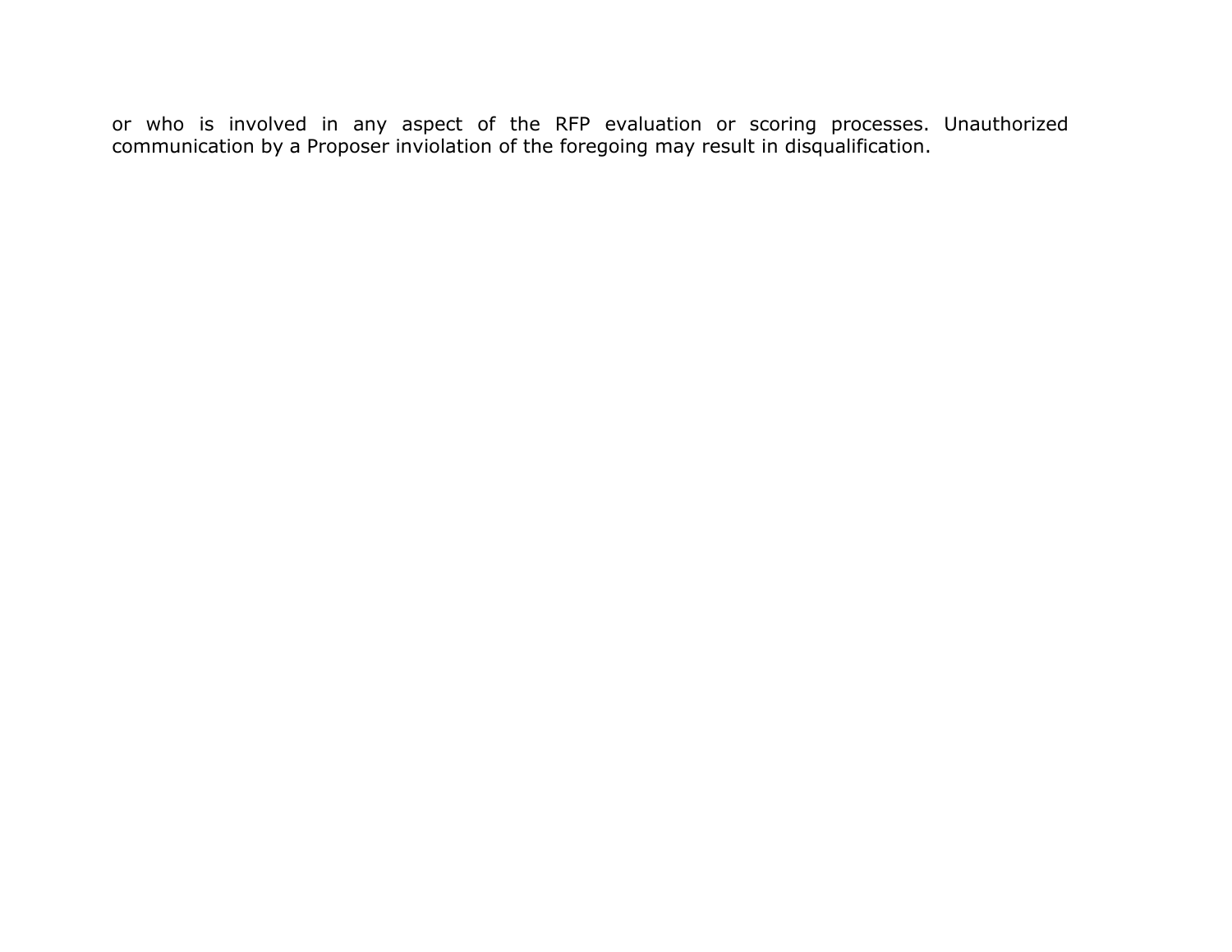or who is involved in any aspect of the RFP evaluation or scoring processes. Unauthorized communication by a Proposer inviolation of the foregoing may result in disqualification.